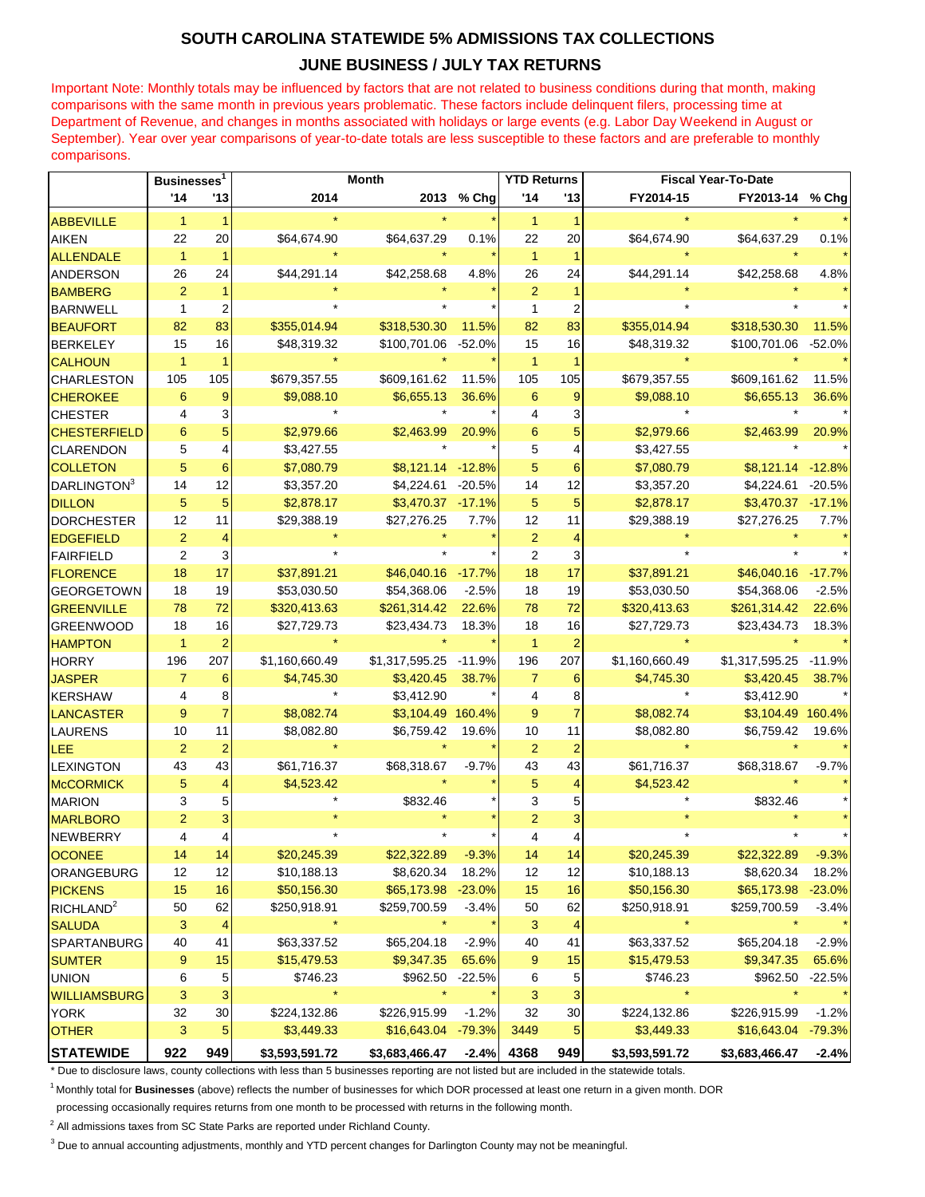## SOUTH CAROLINA STATEWIDE 5% ADMISSIONS TAX COLLECTIONS

## JUNE BUSINESS / JULY TAX RETURNS

Important Note: Monthly totals may be influenced by factors that are not related to business conditions during that month, making comparisons with the same month in previous years problematic. These factors include delinquent filers, processing time at Department of Revenue, and changes in months associated with holidays or large events (e.g. Labor Day Weekend in August or September). Year over year comparisons of year-to-date totals are less susceptible to these factors and are preferable to monthly comparisons.

| | Businesses[1] | | Month | | | YTD Returns | | Fiscal Year-To-Date | | |
|---|---|---|---|---|---|---|---|---|---|---|
| | '14 | '13 | 2014 | 2013 | % Chg | '14 | '13 | FY2014-15 | FY2013-14 | % Chg |
| ABBEVILLE | 1 | 1 | * | * | * | 1 | 1 | * | * | * |
| AIKEN | 22 | 20 | $64,674.90 | $64,637.29 | 0.1% | 22 | 20 | $64,674.90 | $64,637.29 | 0.1% |
| ALLENDALE | 1 | 1 | * | * | * | 1 | 1 | * | * | * |
| ANDERSON | 26 | 24 | $44,291.14 | $42,258.68 | 4.8% | 26 | 24 | $44,291.14 | $42,258.68 | 4.8% |
| BAMBERG | 2 | 1 | * | * | * | 2 | 1 | * | * | * |
| BARNWELL | 1 | 2 | * | * | * | 1 | 2 | * | * | * |
| BEAUFORT | 82 | 83 | $355,014.94 | $318,530.30 | 11.5% | 82 | 83 | $355,014.94 | $318,530.30 | 11.5% |
| BERKELEY | 15 | 16 | $48,319.32 | $100,701.06 | -52.0% | 15 | 16 | $48,319.32 | $100,701.06 | -52.0% |
| CALHOUN | 1 | 1 | * | * | * | 1 | 1 | * | * | * |
| CHARLESTON | 105 | 105 | $679,357.55 | $609,161.62 | 11.5% | 105 | 105 | $679,357.55 | $609,161.62 | 11.5% |
| CHEROKEE | 6 | 9 | $9,088.10 | $6,655.13 | 36.6% | 6 | 9 | $9,088.10 | $6,655.13 | 36.6% |
| CHESTER | 4 | 3 | * | * | * | 4 | 3 | * | * | * |
| CHESTERFIELD | 6 | 5 | $2,979.66 | $2,463.99 | 20.9% | 6 | 5 | $2,979.66 | $2,463.99 | 20.9% |
| CLARENDON | 5 | 4 | $3,427.55 | * | * | 5 | 4 | $3,427.55 | * | * |
| COLLETON | 5 | 6 | $7,080.79 | $8,121.14 | -12.8% | 5 | 6 | $7,080.79 | $8,121.14 | -12.8% |
| DARLINGTON[3] | 14 | 12 | $3,357.20 | $4,224.61 | -20.5% | 14 | 12 | $3,357.20 | $4,224.61 | -20.5% |
| DILLON | 5 | 5 | $2,878.17 | $3,470.37 | -17.1% | 5 | 5 | $2,878.17 | $3,470.37 | -17.1% |
| DORCHESTER | 12 | 11 | $29,388.19 | $27,276.25 | 7.7% | 12 | 11 | $29,388.19 | $27,276.25 | 7.7% |
| EDGEFIELD | 2 | 4 | * | * | * | 2 | 4 | * | * | * |
| FAIRFIELD | 2 | 3 | * | * | * | 2 | 3 | * | * | * |
| FLORENCE | 18 | 17 | $37,891.21 | $46,040.16 | -17.7% | 18 | 17 | $37,891.21 | $46,040.16 | -17.7% |
| GEORGETOWN | 18 | 19 | $53,030.50 | $54,368.06 | -2.5% | 18 | 19 | $53,030.50 | $54,368.06 | -2.5% |
| GREENVILLE | 78 | 72 | $320,413.63 | $261,314.42 | 22.6% | 78 | 72 | $320,413.63 | $261,314.42 | 22.6% |
| GREENWOOD | 18 | 16 | $27,729.73 | $23,434.73 | 18.3% | 18 | 16 | $27,729.73 | $23,434.73 | 18.3% |
| HAMPTON | 1 | 2 | * | * | * | 1 | 2 | * | * | * |
| HORRY | 196 | 207 | $1,160,660.49 | $1,317,595.25 | -11.9% | 196 | 207 | $1,160,660.49 | $1,317,595.25 | -11.9% |
| JASPER | 7 | 6 | $4,745.30 | $3,420.45 | 38.7% | 7 | 6 | $4,745.30 | $3,420.45 | 38.7% |
| KERSHAW | 4 | 8 | * | $3,412.90 | * | 4 | 8 | * | $3,412.90 | * |
| LANCASTER | 9 | 7 | $8,082.74 | $3,104.49 | 160.4% | 9 | 7 | $8,082.74 | $3,104.49 | 160.4% |
| LAURENS | 10 | 11 | $8,082.80 | $6,759.42 | 19.6% | 10 | 11 | $8,082.80 | $6,759.42 | 19.6% |
| LEE | 2 | 2 | * | * | * | 2 | 2 | * | * | * |
| LEXINGTON | 43 | 43 | $61,716.37 | $68,318.67 | -9.7% | 43 | 43 | $61,716.37 | $68,318.67 | -9.7% |
| McCORMICK | 5 | 4 | $4,523.42 | * | * | 5 | 4 | $4,523.42 | * | * |
| MARION | 3 | 5 | * | $832.46 | * | 3 | 5 | * | $832.46 | * |
| MARLBORO | 2 | 3 | * | * | * | 2 | 3 | * | * | * |
| NEWBERRY | 4 | 4 | * | * | * | 4 | 4 | * | * | * |
| OCONEE | 14 | 14 | $20,245.39 | $22,322.89 | -9.3% | 14 | 14 | $20,245.39 | $22,322.89 | -9.3% |
| ORANGEBURG | 12 | 12 | $10,188.13 | $8,620.34 | 18.2% | 12 | 12 | $10,188.13 | $8,620.34 | 18.2% |
| PICKENS | 15 | 16 | $50,156.30 | $65,173.98 | -23.0% | 15 | 16 | $50,156.30 | $65,173.98 | -23.0% |
| RICHLAND[2] | 50 | 62 | $250,918.91 | $259,700.59 | -3.4% | 50 | 62 | $250,918.91 | $259,700.59 | -3.4% |
| SALUDA | 3 | 4 | * | * | * | 3 | 4 | * | * | * |
| SPARTANBURG | 40 | 41 | $63,337.52 | $65,204.18 | -2.9% | 40 | 41 | $63,337.52 | $65,204.18 | -2.9% |
| SUMTER | 9 | 15 | $15,479.53 | $9,347.35 | 65.6% | 9 | 15 | $15,479.53 | $9,347.35 | 65.6% |
| UNION | 6 | 5 | $746.23 | $962.50 | -22.5% | 6 | 5 | $746.23 | $962.50 | -22.5% |
| WILLIAMSBURG | 3 | 3 | * | * | * | 3 | 3 | * | * | * |
| YORK | 32 | 30 | $224,132.86 | $226,915.99 | -1.2% | 32 | 30 | $224,132.86 | $226,915.99 | -1.2% |
| OTHER | 3 | 5 | $3,449.33 | $16,643.04 | -79.3% | 3449 | 5 | $3,449.33 | $16,643.04 | -79.3% |
| **STATEWIDE** | **922** | **949** | **$3,593,591.72** | **$3,683,466.47** | **-2.4%** | **4368** | **949** | **$3,593,591.72** | **$3,683,466.47** | **-2.4%** |

\* Due to disclosure laws, county collections with less than 5 businesses reporting are not listed but are included in the statewide totals.

[1] Monthly total for **Businesses** (above) reflects the number of businesses for which DOR processed at least one return in a given month. DOR processing occasionally requires returns from one month to be processed with returns in the following month.

[2] All admissions taxes from SC State Parks are reported under Richland County.

[3] Due to annual accounting adjustments, monthly and YTD percent changes for Darlington County may not be meaningful.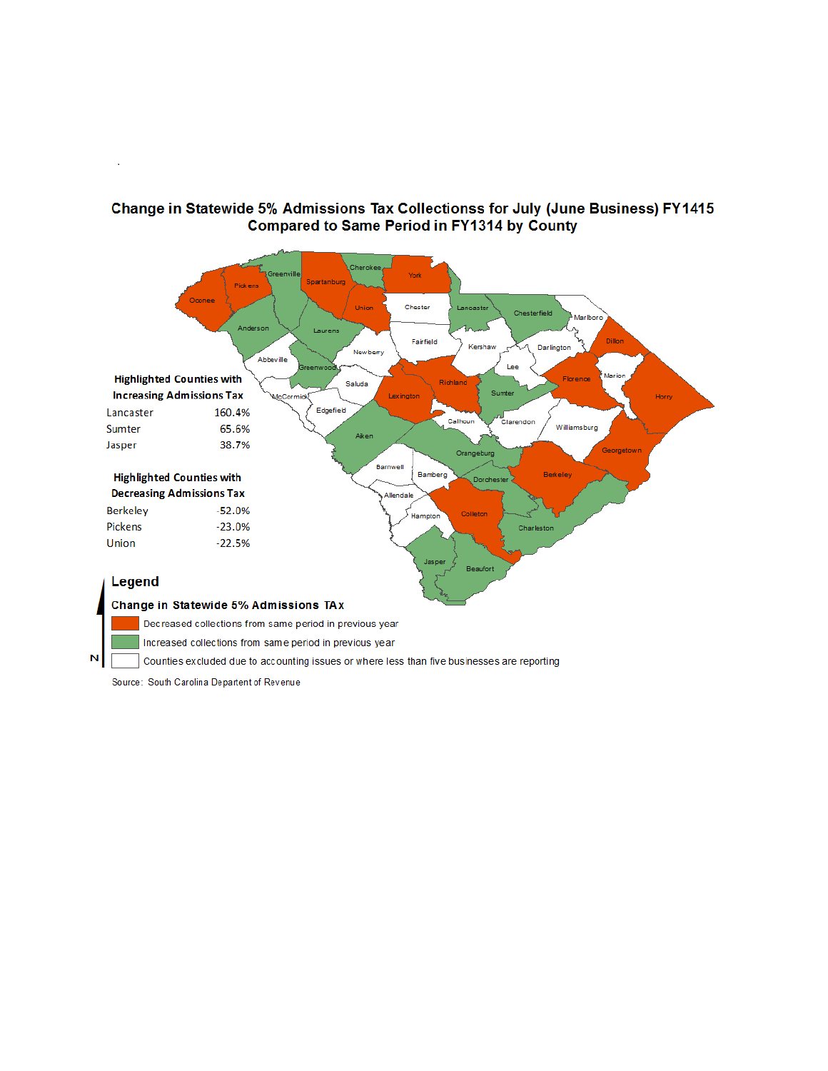## Change in Statewide 5% Admissions Tax Collectionss for July (June Business) FY1415 Compared to Same Period in FY1314 by County

Oconee
Pickens
Greenville
Spartanburg
Cherokee
York
Union
Chester
Lancaster
Chesterfield
Marlboro
Anderson
Laurens
Newberry
Fairfield
Kershaw
Darlington
Dillon
Abbeville
Greenwood
Lee
Marion
Saluda
Richland
Sumter
Florence
Horry
McCormick
Lexington
Edgefield
Calhoun
Clarendon
Williamsburg
Aiken
Orangeburg
Georgetown
Barnwell
Bamberg
Dorchester
Berkeley
Allendale
Hampton
Colleton
Charleston
Jasper
Beaufort

**Highlighted Counties with Increasing Admissions Tax**

Lancaster 160.4%
Sumter 65.6%
Jasper 38.7%

**Highlighted Counties with Decreasing Admissions Tax**

Berkeley -52.0%
Pickens -23.0%
Union -22.5%

**Legend**

**Change in Statewide 5% Admissions TAx**

Decreased collections from same period in previous year
Increased collections from same period in previous year
Counties excluded due to accounting issues or where less than five businesses are reporting

N

Source: South Carolina Departent of Revenue